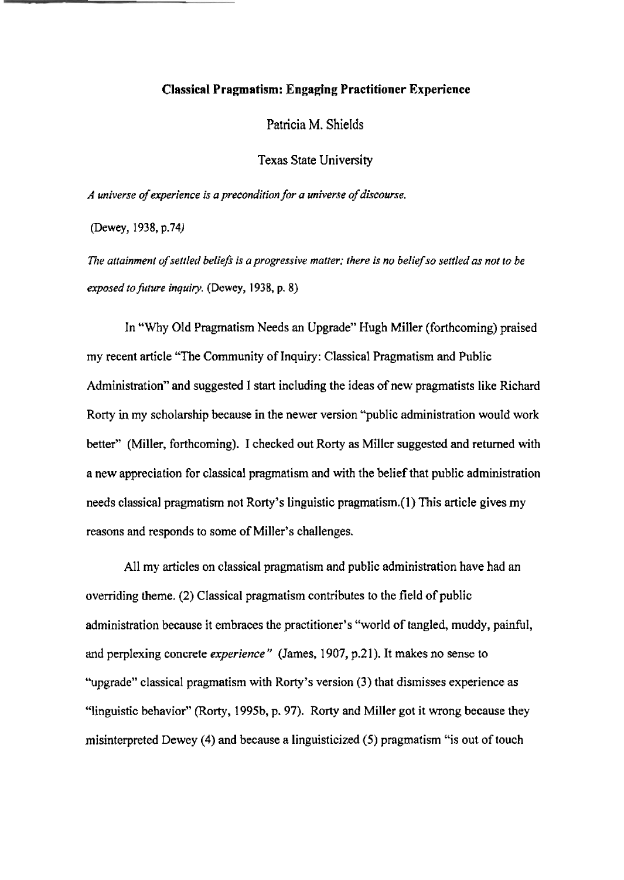**Classical Pragmatism: Engaging Practitioner Experience**

Patricia M. Shields

Texas State University

*A universe of experience is a precondition for a universe of discourse.*

(Dewey, 1938, p.74)

*The attainment of settled beliefs is a progressive matter; there is no belief so settled as not to be exposed to future inquiry.* (Dewey, 1938, p. 8)

In "Why Old Pragmatism Needs an Upgrade" Hugh Miller (forthcoming) praised my recent article "The Community of Inquiry: Classical Pragmatism and Public Administration" and suggested I start including the ideas of new pragmatists like Richard Rorty in my scholarship because in the newer version "public administration would work better" (Miller, forthcoming). I checked out Rorty as Miller suggested and returned with a new appreciation for classical pragmatism and with the belief that public administration needs classical pragmatism not Rorty's linguistic pragmatism.(1) This article gives my reasons and responds to some of Miller's challenges.

All my articles on classical pragmatism and public administration have had an overriding theme. (2) Classical pragmatism contributes to the field of public administration because it embraces the practitioner's "world of tangled, muddy, painful, and perplexing concrete *experience*" (James, 1907, p.21). It makes no sense to "upgrade" classical pragmatism with Rorty's version (3) that dismisses experience as "linguistic behavior" (Rorty, 1995b, p. 97). Rorty and Miller got it wrong because they misinterpreted Dewey (4) and because a linguisticized (5) pragmatism "is out of touch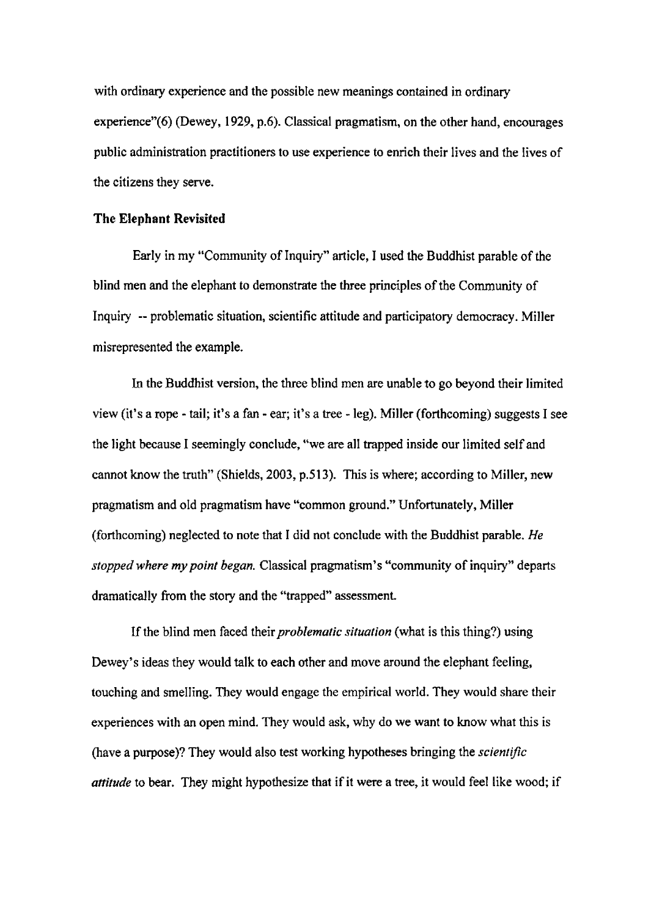with ordinary experience and the possible new meanings contained in ordinary experience"(6) (Dewey, 1929, p.6). Classical pragmatism, on the other hand, encourages public administration practitioners to use experience to enrich their lives and the lives of the citizens they serve.

**The Elephant Revisited**

Early in my "Community of Inquiry" article, I used the Buddhist parable of the blind men and the elephant to demonstrate the three principles of the Community of Inquiry -- problematic situation, scientific attitude and participatory democracy. Miller misrepresented the example.

In the Buddhist version, the three blind men are unable to go beyond their limited view (it's a rope - tail; it's a fan - ear; it's a tree - leg). Miller (forthcoming) suggests I see the light because I seemingly conclude, "we are all trapped inside our limited self and cannot know the truth" (Shields, 2003, p.513). This is where; according to Miller, new pragmatism and old pragmatism have "common ground." Unfortunately, Miller (forthcoming) neglected to note that I did not conclude with the Buddhist parable. *He stopped where my point began.* Classical pragmatism's "community of inquiry" departs dramatically from the story and the "trapped" assessment.

If the blind men faced their *problematic situation* (what is this thing?) using Dewey's ideas they would talk to each other and move around the elephant feeling, touching and smelling. They would engage the empirical world. They would share their experiences with an open mind. They would ask, why do we want to know what this is (have a purpose)? They would also test working hypotheses bringing the *scientific attitude* to bear. They might hypothesize that if it were a tree, it would feel like wood; if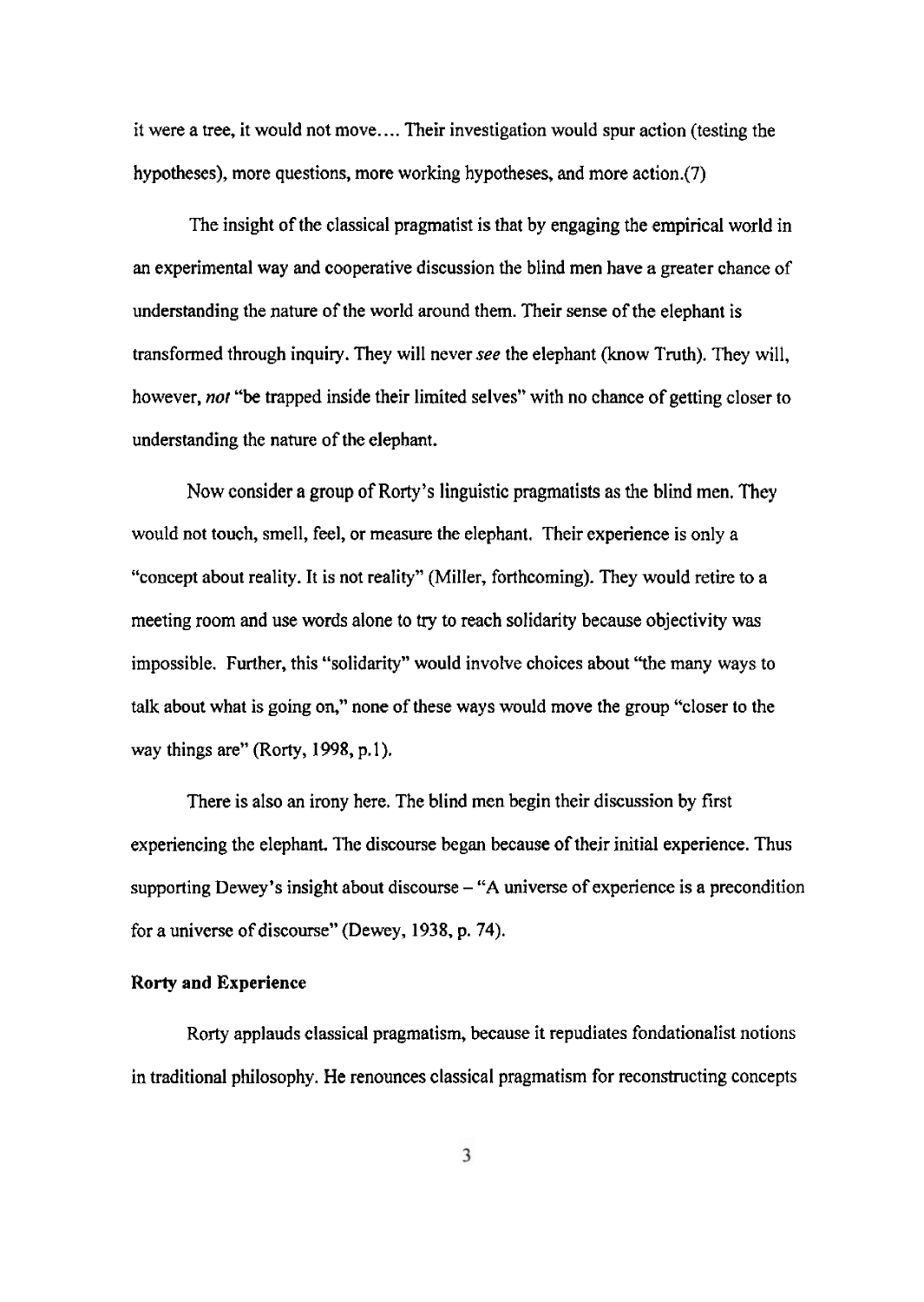it were a tree, it would not move.... Their investigation would spur action (testing the hypotheses), more questions, more working hypotheses, and more action.(7)

The insight of the classical pragmatist is that by engaging the empirical world in an experimental way and cooperative discussion the blind men have a greater chance of understanding the nature of the world around them. Their sense of the elephant is transformed through inquiry. They will never *see* the elephant (know Truth). They will, however, *not* "be trapped inside their limited selves" with no chance of getting closer to understanding the nature of the elephant.

Now consider a group of Rorty's linguistic pragmatists as the blind men. They would not touch, smell, feel, or measure the elephant. Their experience is only a "concept about reality. It is not reality" (Miller, forthcoming). They would retire to a meeting room and use words alone to try to reach solidarity because objectivity was impossible. Further, this "solidarity" would involve choices about "the many ways to talk about what is going on," none of these ways would move the group "closer to the way things are" (Rorty, 1998, p.1).

There is also an irony here. The blind men begin their discussion by first experiencing the elephant. The discourse began because of their initial experience. Thus supporting Dewey's insight about discourse – "A universe of experience is a precondition for a universe of discourse" (Dewey, 1938, p. 74).

### Rorty and Experience

Rorty applauds classical pragmatism, because it repudiates fondationalist notions in traditional philosophy. He renounces classical pragmatism for reconstructing concepts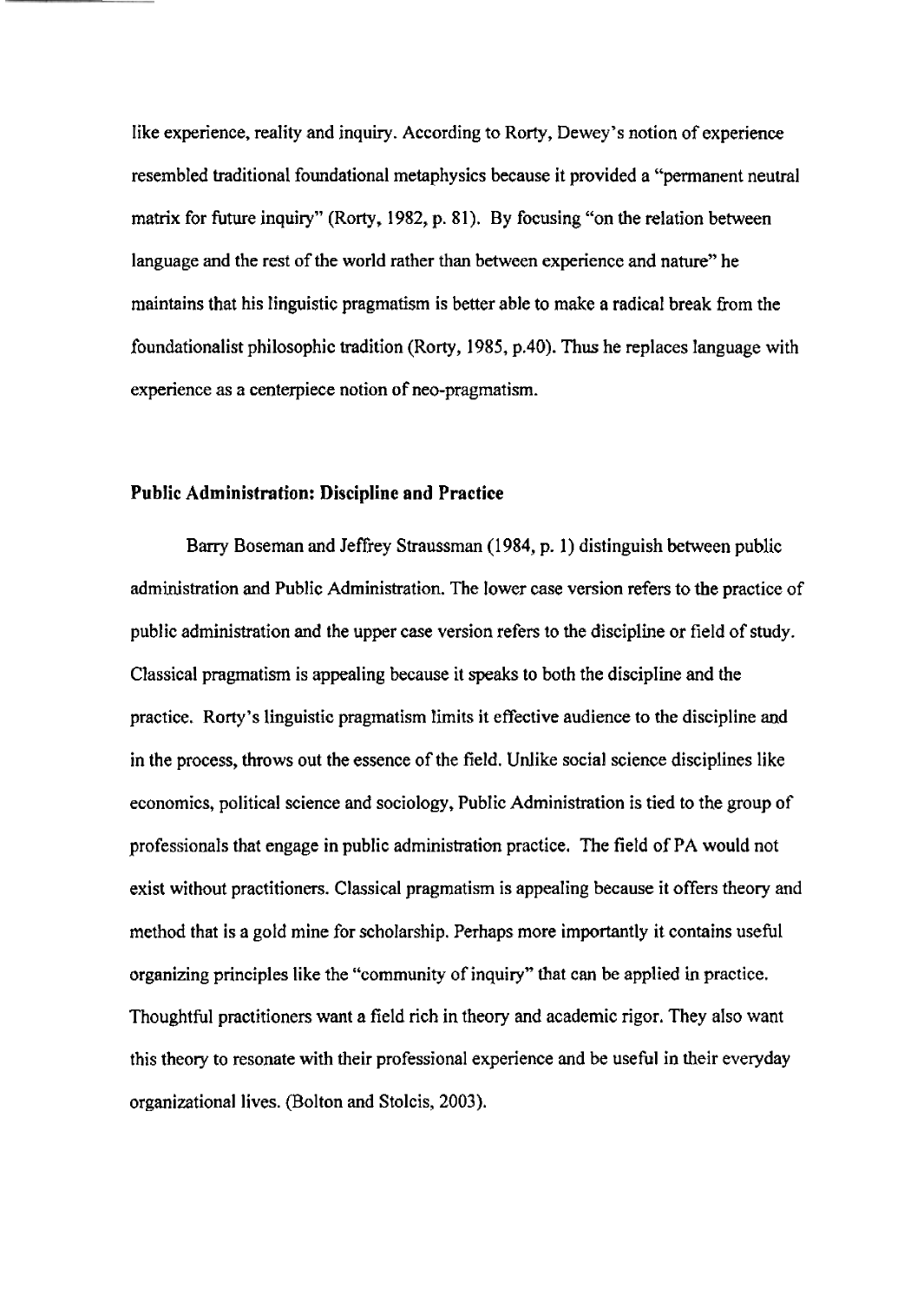like experience, reality and inquiry. According to Rorty, Dewey's notion of experience resembled traditional foundational metaphysics because it provided a "permanent neutral matrix for future inquiry" (Rorty, 1982, p. 81). By focusing "on the relation between language and the rest of the world rather than between experience and nature" he maintains that his linguistic pragmatism is better able to make a radical break from the foundationalist philosophic tradition (Rorty, 1985, p.40). Thus he replaces language with experience as a centerpiece notion of neo-pragmatism.

## Public Administration: Discipline and Practice

Barry Boseman and Jeffrey Straussman (1984, p. 1) distinguish between public administration and Public Administration. The lower case version refers to the practice of public administration and the upper case version refers to the discipline or field of study. Classical pragmatism is appealing because it speaks to both the discipline and the practice. Rorty's linguistic pragmatism limits it effective audience to the discipline and in the process, throws out the essence of the field. Unlike social science disciplines like economics, political science and sociology, Public Administration is tied to the group of professionals that engage in public administration practice. The field of PA would not exist without practitioners. Classical pragmatism is appealing because it offers theory and method that is a gold mine for scholarship. Perhaps more importantly it contains useful organizing principles like the "community of inquiry" that can be applied in practice. Thoughtful practitioners want a field rich in theory and academic rigor. They also want this theory to resonate with their professional experience and be useful in their everyday organizational lives. (Bolton and Stolcis, 2003).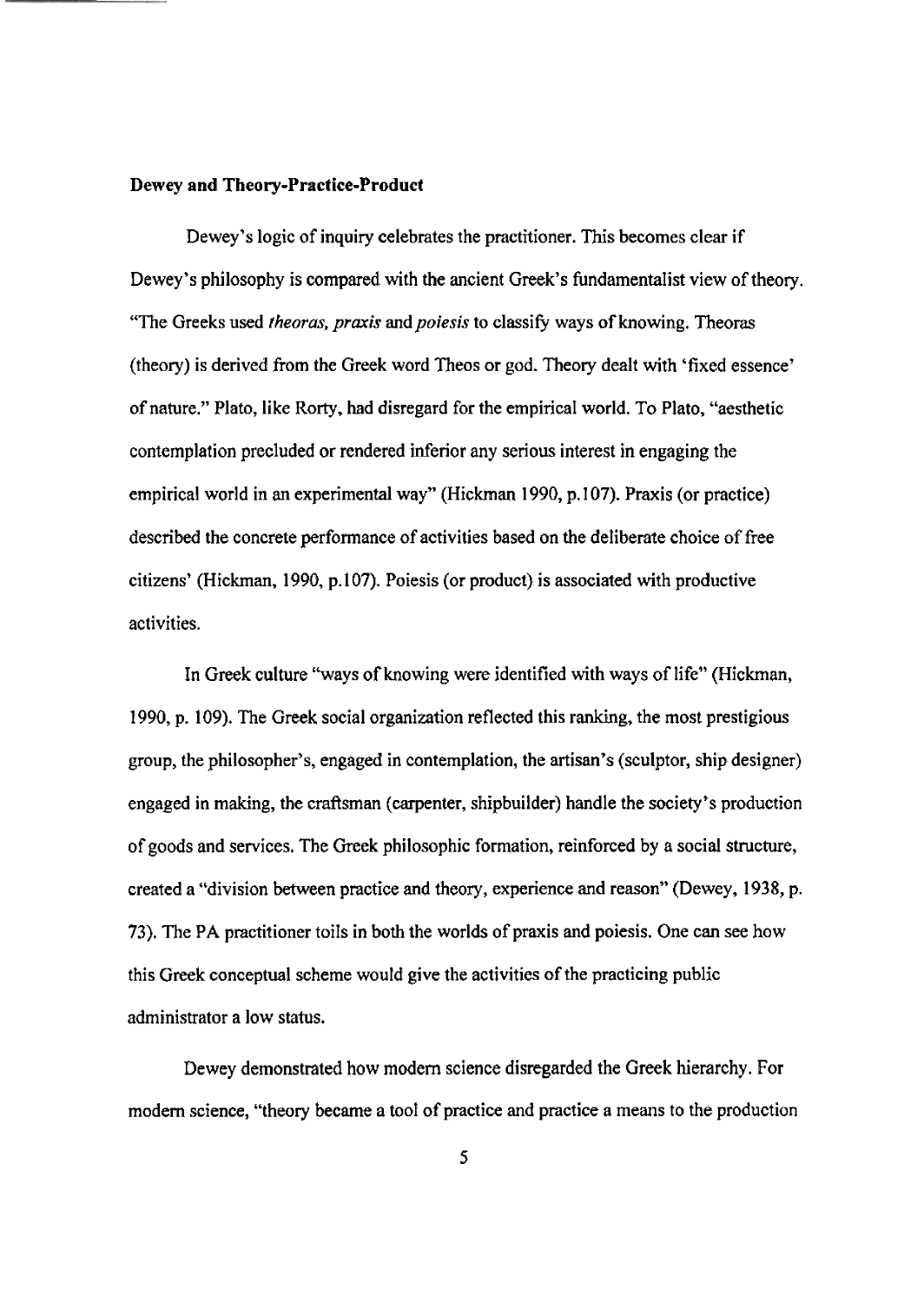**Dewey and Theory-Practice-Product**

Dewey's logic of inquiry celebrates the practitioner. This becomes clear if Dewey's philosophy is compared with the ancient Greek's fundamentalist view of theory. "The Greeks used *theoras, praxis* and *poiesis* to classify ways of knowing. Theoras (theory) is derived from the Greek word Theos or god. Theory dealt with 'fixed essence' of nature." Plato, like Rorty, had disregard for the empirical world. To Plato, "aesthetic contemplation precluded or rendered inferior any serious interest in engaging the empirical world in an experimental way" (Hickman 1990, p.107). Praxis (or practice) described the concrete performance of activities based on the deliberate choice of free citizens' (Hickman, 1990, p.107). Poiesis (or product) is associated with productive activities.

In Greek culture "ways of knowing were identified with ways of life" (Hickman, 1990, p. 109). The Greek social organization reflected this ranking, the most prestigious group, the philosopher's, engaged in contemplation, the artisan's (sculptor, ship designer) engaged in making, the craftsman (carpenter, shipbuilder) handle the society's production of goods and services. The Greek philosophic formation, reinforced by a social structure, created a "division between practice and theory, experience and reason" (Dewey, 1938, p. 73). The PA practitioner toils in both the worlds of praxis and poiesis. One can see how this Greek conceptual scheme would give the activities of the practicing public administrator a low status.

Dewey demonstrated how modern science disregarded the Greek hierarchy. For modern science, "theory became a tool of practice and practice a means to the production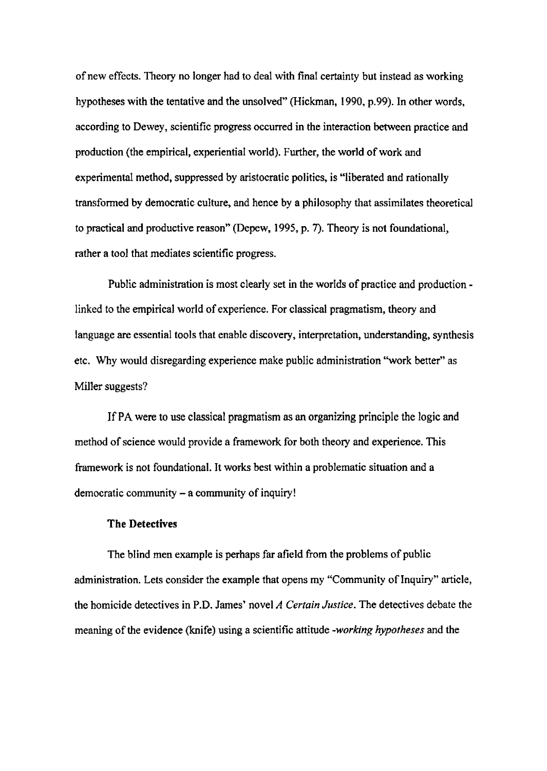of new effects. Theory no longer had to deal with final certainty but instead as working hypotheses with the tentative and the unsolved" (Hickman, 1990, p.99). In other words, according to Dewey, scientific progress occurred in the interaction between practice and production (the empirical, experiential world). Further, the world of work and experimental method, suppressed by aristocratic politics, is "liberated and rationally transformed by democratic culture, and hence by a philosophy that assimilates theoretical to practical and productive reason" (Depew, 1995, p. 7). Theory is not foundational, rather a tool that mediates scientific progress.

Public administration is most clearly set in the worlds of practice and production - linked to the empirical world of experience. For classical pragmatism, theory and language are essential tools that enable discovery, interpretation, understanding, synthesis etc. Why would disregarding experience make public administration "work better" as Miller suggests?

If PA were to use classical pragmatism as an organizing principle the logic and method of science would provide a framework for both theory and experience. This framework is not foundational. It works best within a problematic situation and a democratic community – a community of inquiry!

**The Detectives**

The blind men example is perhaps far afield from the problems of public administration. Lets consider the example that opens my "Community of Inquiry" article, the homicide detectives in P.D. James' novel *A Certain Justice*. The detectives debate the meaning of the evidence (knife) using a scientific attitude -*working hypotheses* and the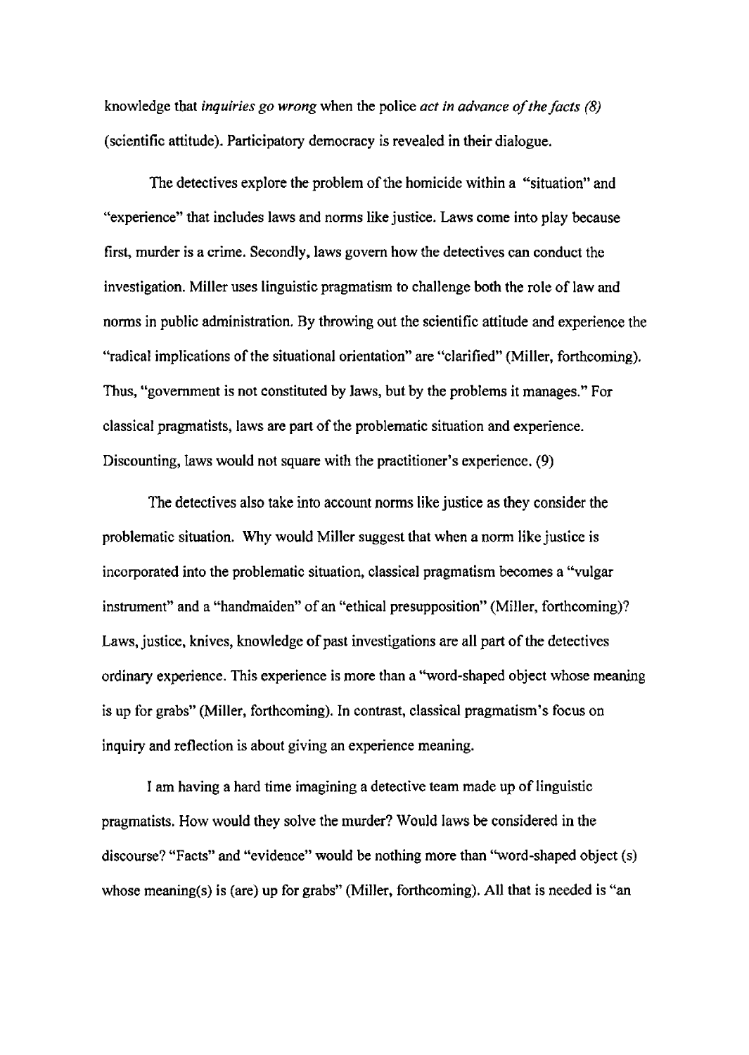knowledge that *inquiries go wrong* when the police *act in advance of the facts (8)* (scientific attitude). Participatory democracy is revealed in their dialogue.

The detectives explore the problem of the homicide within a "situation" and "experience" that includes laws and norms like justice. Laws come into play because first, murder is a crime. Secondly, laws govern how the detectives can conduct the investigation. Miller uses linguistic pragmatism to challenge both the role of law and norms in public administration. By throwing out the scientific attitude and experience the "radical implications of the situational orientation" are "clarified" (Miller, forthcoming). Thus, "government is not constituted by laws, but by the problems it manages." For classical pragmatists, laws are part of the problematic situation and experience. Discounting, laws would not square with the practitioner's experience. (9)

The detectives also take into account norms like justice as they consider the problematic situation. Why would Miller suggest that when a norm like justice is incorporated into the problematic situation, classical pragmatism becomes a "vulgar instrument" and a "handmaiden" of an "ethical presupposition" (Miller, forthcoming)? Laws, justice, knives, knowledge of past investigations are all part of the detectives ordinary experience. This experience is more than a "word-shaped object whose meaning is up for grabs" (Miller, forthcoming). In contrast, classical pragmatism's focus on inquiry and reflection is about giving an experience meaning.

I am having a hard time imagining a detective team made up of linguistic pragmatists. How would they solve the murder? Would laws be considered in the discourse? "Facts" and "evidence" would be nothing more than "word-shaped object (s) whose meaning(s) is (are) up for grabs" (Miller, forthcoming). All that is needed is "an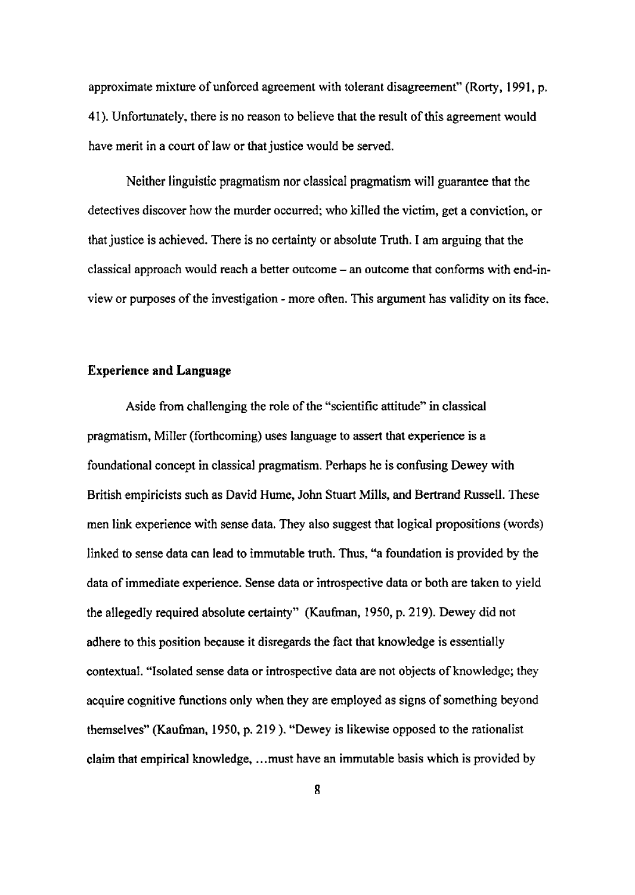approximate mixture of unforced agreement with tolerant disagreement" (Rorty, 1991, p. 41). Unfortunately, there is no reason to believe that the result of this agreement would have merit in a court of law or that justice would be served.

Neither linguistic pragmatism nor classical pragmatism will guarantee that the detectives discover how the murder occurred; who killed the victim, get a conviction, or that justice is achieved. There is no certainty or absolute Truth. I am arguing that the classical approach would reach a better outcome – an outcome that conforms with end-in-view or purposes of the investigation - more often. This argument has validity on its face.

### Experience and Language

Aside from challenging the role of the "scientific attitude" in classical pragmatism, Miller (forthcoming) uses language to assert that experience is a foundational concept in classical pragmatism. Perhaps he is confusing Dewey with British empiricists such as David Hume, John Stuart Mills, and Bertrand Russell. These men link experience with sense data. They also suggest that logical propositions (words) linked to sense data can lead to immutable truth. Thus, "a foundation is provided by the data of immediate experience. Sense data or introspective data or both are taken to yield the allegedly required absolute certainty" (Kaufman, 1950, p. 219). Dewey did not adhere to this position because it disregards the fact that knowledge is essentially contextual. "Isolated sense data or introspective data are not objects of knowledge; they acquire cognitive functions only when they are employed as signs of something beyond themselves" (Kaufman, 1950, p. 219 ). "Dewey is likewise opposed to the rationalist claim that empirical knowledge, ...must have an immutable basis which is provided by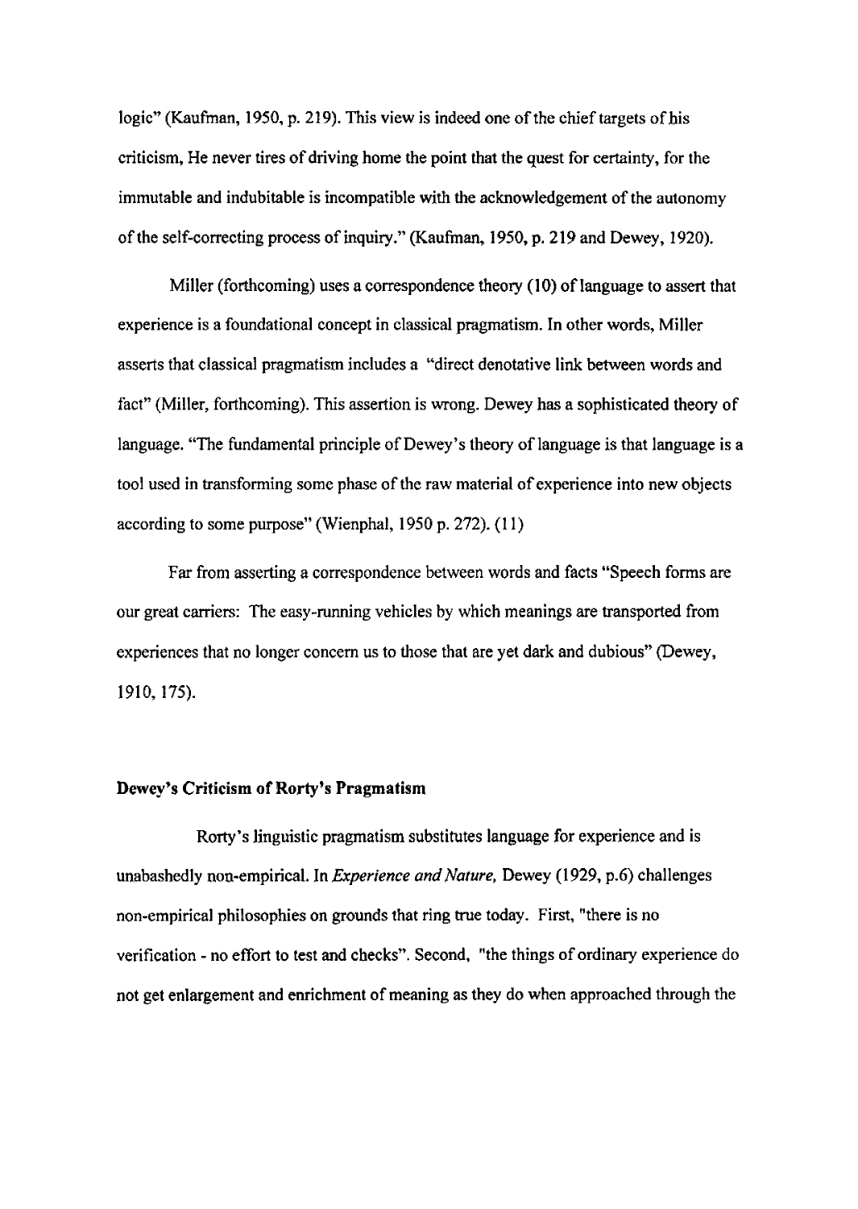logic" (Kaufman, 1950, p. 219). This view is indeed one of the chief targets of his criticism, He never tires of driving home the point that the quest for certainty, for the immutable and indubitable is incompatible with the acknowledgement of the autonomy of the self-correcting process of inquiry." (Kaufman, 1950, p. 219 and Dewey, 1920).

Miller (forthcoming) uses a correspondence theory (10) of language to assert that experience is a foundational concept in classical pragmatism. In other words, Miller asserts that classical pragmatism includes a "direct denotative link between words and fact" (Miller, forthcoming). This assertion is wrong. Dewey has a sophisticated theory of language. "The fundamental principle of Dewey's theory of language is that language is a tool used in transforming some phase of the raw material of experience into new objects according to some purpose" (Wienphal, 1950 p. 272). (11)

Far from asserting a correspondence between words and facts "Speech forms are our great carriers: The easy-running vehicles by which meanings are transported from experiences that no longer concern us to those that are yet dark and dubious" (Dewey, 1910, 175).

**Dewey's Criticism of Rorty's Pragmatism**

Rorty's linguistic pragmatism substitutes language for experience and is unabashedly non-empirical. In *Experience and Nature,* Dewey (1929, p.6) challenges non-empirical philosophies on grounds that ring true today. First, "there is no verification - no effort to test and checks". Second, "the things of ordinary experience do not get enlargement and enrichment of meaning as they do when approached through the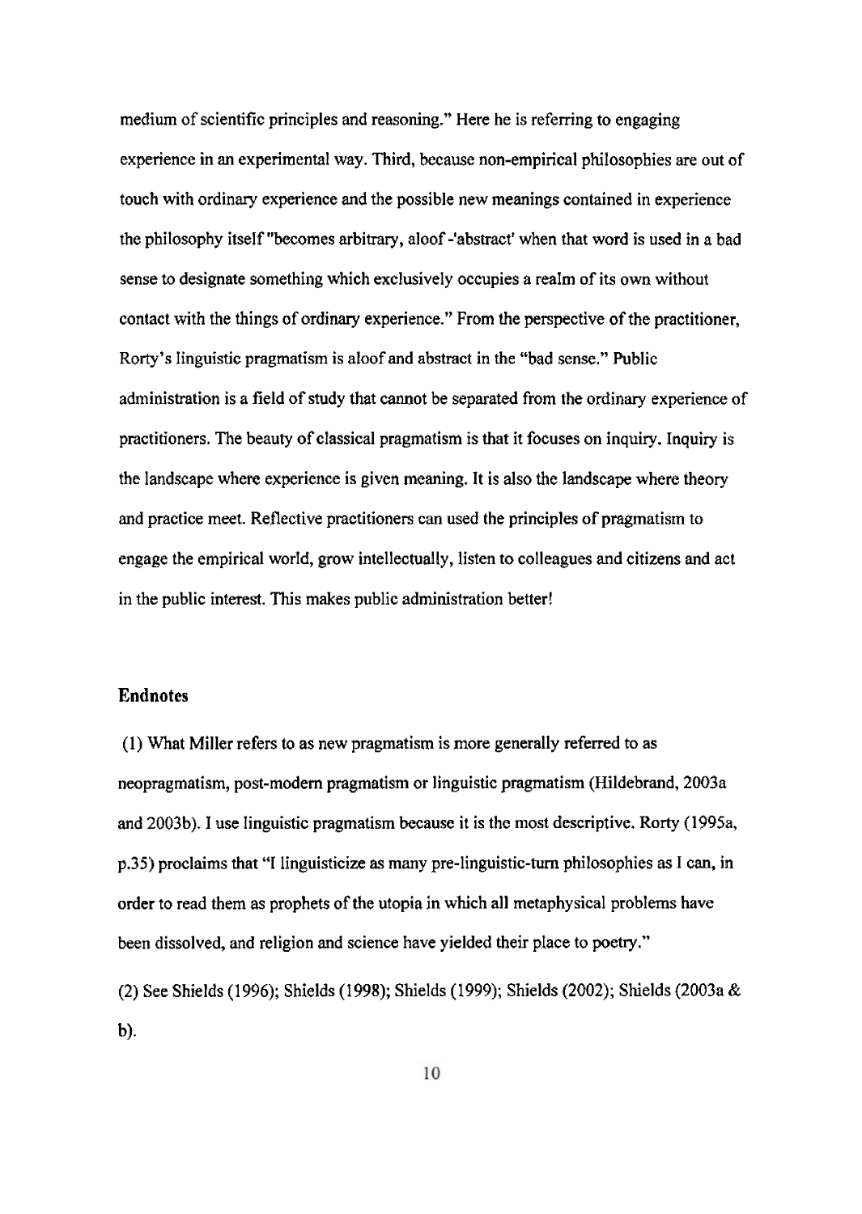medium of scientific principles and reasoning." Here he is referring to engaging experience in an experimental way. Third, because non-empirical philosophies are out of touch with ordinary experience and the possible new meanings contained in experience the philosophy itself "becomes arbitrary, aloof -'abstract' when that word is used in a bad sense to designate something which exclusively occupies a realm of its own without contact with the things of ordinary experience." From the perspective of the practitioner, Rorty's linguistic pragmatism is aloof and abstract in the "bad sense." Public administration is a field of study that cannot be separated from the ordinary experience of practitioners. The beauty of classical pragmatism is that it focuses on inquiry. Inquiry is the landscape where experience is given meaning. It is also the landscape where theory and practice meet. Reflective practitioners can used the principles of pragmatism to engage the empirical world, grow intellectually, listen to colleagues and citizens and act in the public interest. This makes public administration better!

### Endnotes

(1) What Miller refers to as new pragmatism is more generally referred to as neopragmatism, post-modern pragmatism or linguistic pragmatism (Hildebrand, 2003a and 2003b). I use linguistic pragmatism because it is the most descriptive. Rorty (1995a, p.35) proclaims that "I linguisticize as many pre-linguistic-turn philosophies as I can, in order to read them as prophets of the utopia in which all metaphysical problems have been dissolved, and religion and science have yielded their place to poetry."

(2) See Shields (1996); Shields (1998); Shields (1999); Shields (2002); Shields (2003a & b).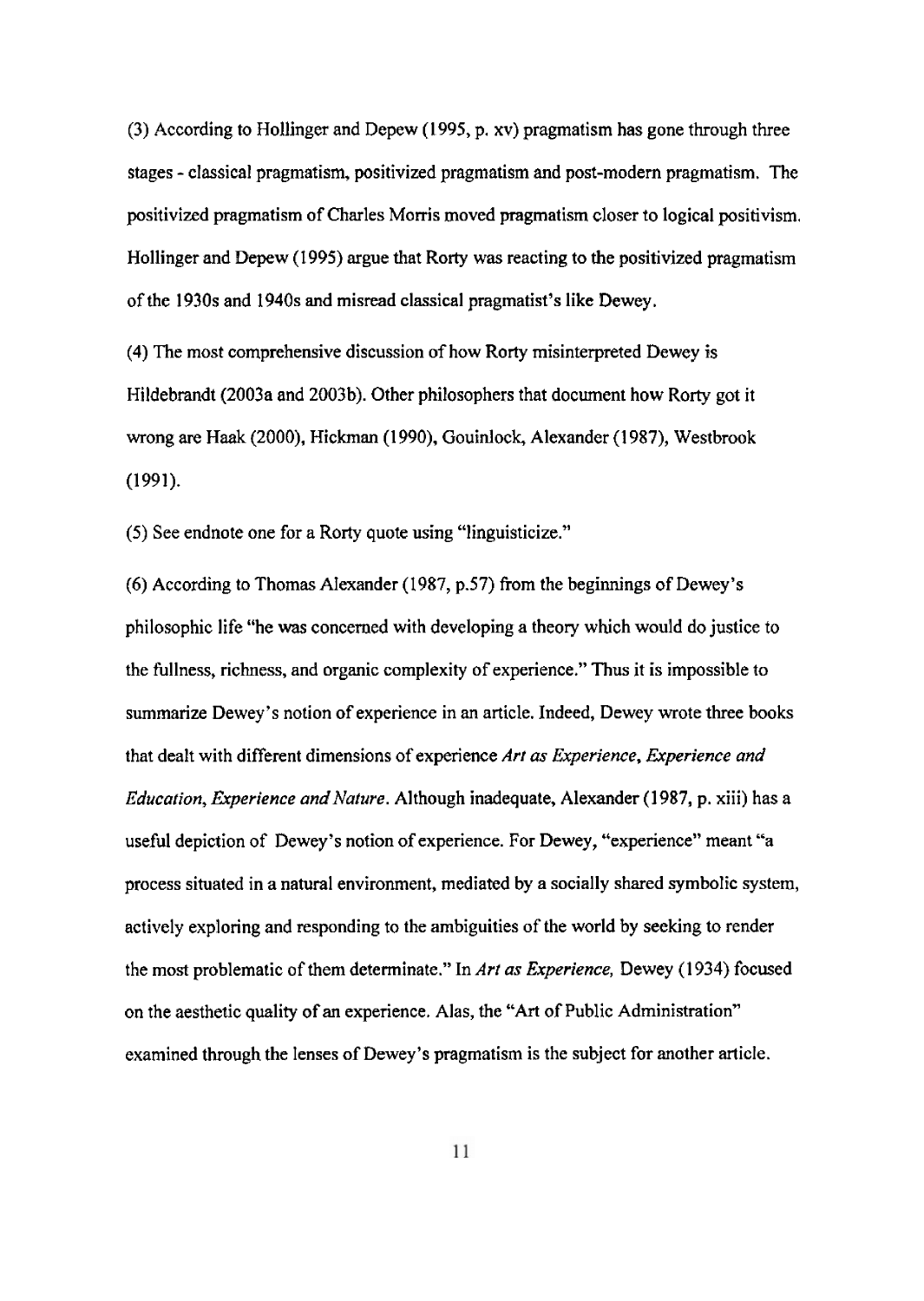(3) According to Hollinger and Depew (1995, p. xv) pragmatism has gone through three stages - classical pragmatism, positivized pragmatism and post-modern pragmatism. The positivized pragmatism of Charles Morris moved pragmatism closer to logical positivism. Hollinger and Depew (1995) argue that Rorty was reacting to the positivized pragmatism of the 1930s and 1940s and misread classical pragmatist's like Dewey.

(4) The most comprehensive discussion of how Rorty misinterpreted Dewey is Hildebrandt (2003a and 2003b). Other philosophers that document how Rorty got it wrong are Haak (2000), Hickman (1990), Gouinlock, Alexander (1987), Westbrook (1991).

(5) See endnote one for a Rorty quote using "linguisticize."

(6) According to Thomas Alexander (1987, p.57) from the beginnings of Dewey's philosophic life "he was concerned with developing a theory which would do justice to the fullness, richness, and organic complexity of experience." Thus it is impossible to summarize Dewey's notion of experience in an article. Indeed, Dewey wrote three books that dealt with different dimensions of experience *Art as Experience*, *Experience and Education*, *Experience and Nature*. Although inadequate, Alexander (1987, p. xiii) has a useful depiction of Dewey's notion of experience. For Dewey, "experience" meant "a process situated in a natural environment, mediated by a socially shared symbolic system, actively exploring and responding to the ambiguities of the world by seeking to render the most problematic of them determinate." In *Art as Experience,* Dewey (1934) focused on the aesthetic quality of an experience. Alas, the "Art of Public Administration" examined through the lenses of Dewey's pragmatism is the subject for another article.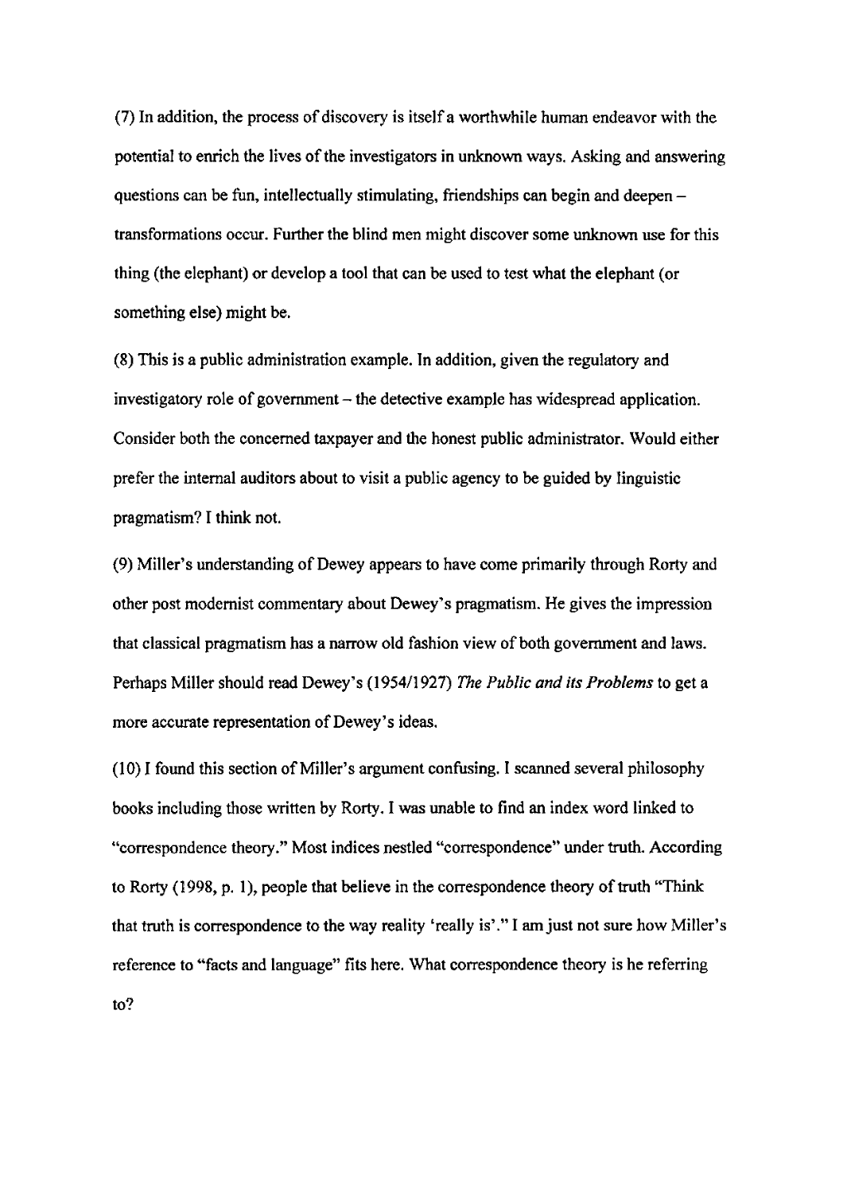(7) In addition, the process of discovery is itself a worthwhile human endeavor with the potential to enrich the lives of the investigators in unknown ways. Asking and answering questions can be fun, intellectually stimulating, friendships can begin and deepen – transformations occur. Further the blind men might discover some unknown use for this thing (the elephant) or develop a tool that can be used to test what the elephant (or something else) might be.

(8) This is a public administration example. In addition, given the regulatory and investigatory role of government – the detective example has widespread application. Consider both the concerned taxpayer and the honest public administrator. Would either prefer the internal auditors about to visit a public agency to be guided by linguistic pragmatism? I think not.

(9) Miller's understanding of Dewey appears to have come primarily through Rorty and other post modernist commentary about Dewey's pragmatism. He gives the impression that classical pragmatism has a narrow old fashion view of both government and laws. Perhaps Miller should read Dewey's (1954/1927) *The Public and its Problems* to get a more accurate representation of Dewey's ideas.

(10) I found this section of Miller's argument confusing. I scanned several philosophy books including those written by Rorty. I was unable to find an index word linked to "correspondence theory." Most indices nestled "correspondence" under truth. According to Rorty (1998, p. 1), people that believe in the correspondence theory of truth "Think that truth is correspondence to the way reality 'really is'." I am just not sure how Miller's reference to "facts and language" fits here. What correspondence theory is he referring to?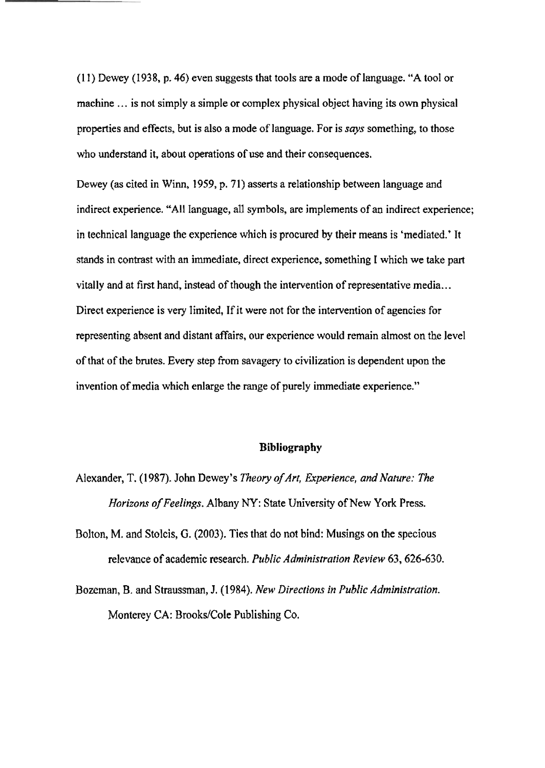(11) Dewey (1938, p. 46) even suggests that tools are a mode of language. "A tool or machine ... is not simply a simple or complex physical object having its own physical properties and effects, but is also a mode of language. For is *says* something, to those who understand it, about operations of use and their consequences.

Dewey (as cited in Winn, 1959, p. 71) asserts a relationship between language and indirect experience. "All language, all symbols, are implements of an indirect experience; in technical language the experience which is procured by their means is 'mediated.' It stands in contrast with an immediate, direct experience, something I which we take part vitally and at first hand, instead of though the intervention of representative media... Direct experience is very limited, If it were not for the intervention of agencies for representing absent and distant affairs, our experience would remain almost on the level of that of the brutes. Every step from savagery to civilization is dependent upon the invention of media which enlarge the range of purely immediate experience."

## Bibliography

Alexander, T. (1987). John Dewey's *Theory of Art, Experience, and Nature: The Horizons of Feelings*. Albany NY: State University of New York Press.

Bolton, M. and Stolcis, G. (2003). Ties that do not bind: Musings on the specious relevance of academic research. *Public Administration Review* 63, 626-630.

Bozeman, B. and Straussman, J. (1984). *New Directions in Public Administration*. Monterey CA: Brooks/Cole Publishing Co.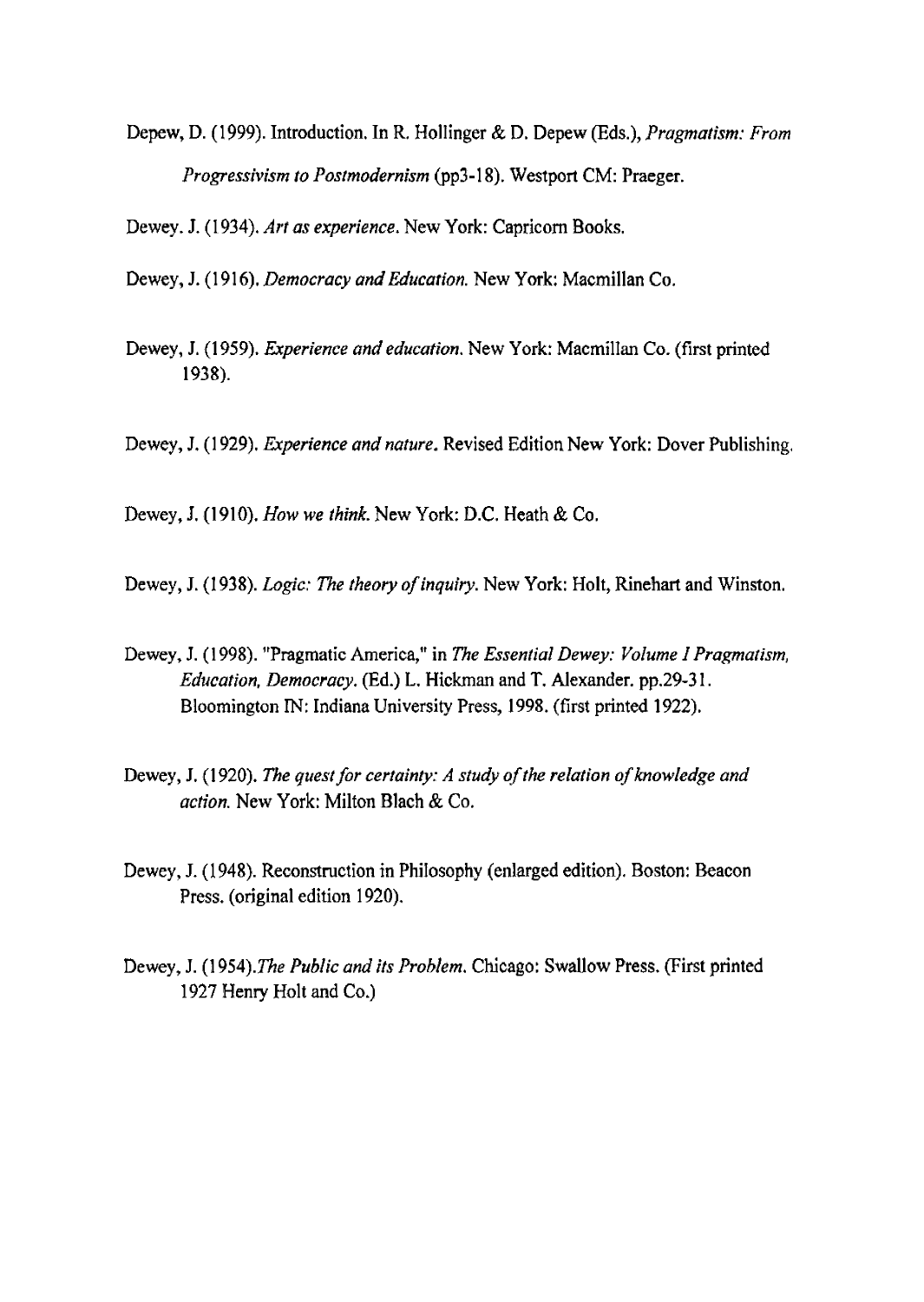Depew, D. (1999). Introduction. In R. Hollinger & D. Depew (Eds.), *Pragmatism: From Progressivism to Postmodernism* (pp3-18). Westport CM: Praeger.

Dewey. J. (1934). *Art as experience*. New York: Capricorn Books.

Dewey, J. (1916). *Democracy and Education.* New York: Macmillan Co.

Dewey, J. (1959). *Experience and education.* New York: Macmillan Co. (first printed 1938).

Dewey, J. (1929). *Experience and nature.* Revised Edition New York: Dover Publishing.

Dewey, J. (1910). *How we think.* New York: D.C. Heath & Co.

Dewey, J. (1938). *Logic: The theory of inquiry.* New York: Holt, Rinehart and Winston.

Dewey, J. (1998). "Pragmatic America," in *The Essential Dewey: Volume I Pragmatism, Education, Democracy.* (Ed.) L. Hickman and T. Alexander. pp.29-31. Bloomington IN: Indiana University Press, 1998. (first printed 1922).

Dewey, J. (1920). *The quest for certainty: A study of the relation of knowledge and action.* New York: Milton Blach & Co.

Dewey, J. (1948). Reconstruction in Philosophy (enlarged edition). Boston: Beacon Press. (original edition 1920).

Dewey, J. (1954).*The Public and its Problem.* Chicago: Swallow Press. (First printed 1927 Henry Holt and Co.)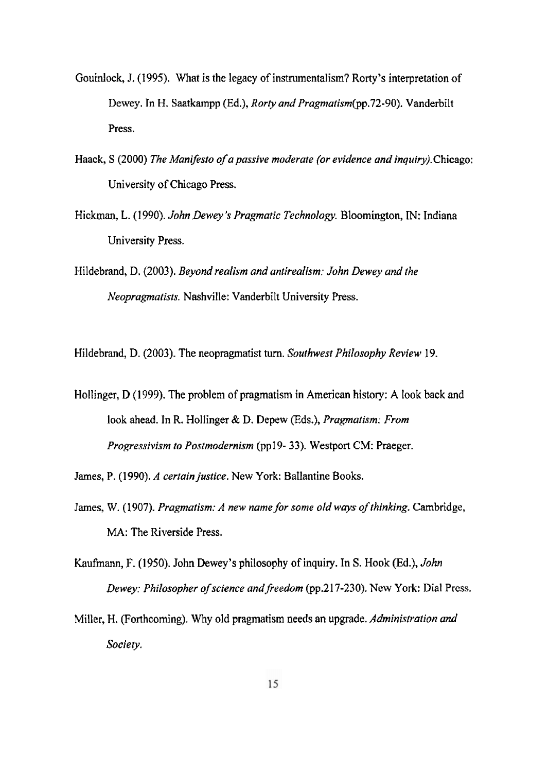Gouinlock, J. (1995). What is the legacy of instrumentalism? Rorty's interpretation of Dewey. In H. Saatkampp (Ed.), *Rorty and Pragmatism*(pp.72-90). Vanderbilt Press.

Haack, S (2000) *The Manifesto of a passive moderate (or evidence and inquiry).*Chicago: University of Chicago Press.

Hickman, L. (1990). *John Dewey's Pragmatic Technology.* Bloomington, IN: Indiana University Press.

Hildebrand, D. (2003). *Beyond realism and antirealism: John Dewey and the Neopragmatists.* Nashville: Vanderbilt University Press.

Hildebrand, D. (2003). The neopragmatist turn. *Southwest Philosophy Review* 19.

Hollinger, D (1999). The problem of pragmatism in American history: A look back and look ahead. In R. Hollinger & D. Depew (Eds.), *Pragmatism: From Progressivism to Postmodernism* (pp19- 33). Westport CM: Praeger.

James, P. (1990). *A certain justice.* New York: Ballantine Books.

James, W. (1907). *Pragmatism: A new name for some old ways of thinking.* Cambridge, MA: The Riverside Press.

Kaufmann, F. (1950). John Dewey's philosophy of inquiry. In S. Hook (Ed.), *John Dewey: Philosopher of science and freedom* (pp.217-230). New York: Dial Press.

Miller, H. (Forthcoming). Why old pragmatism needs an upgrade. *Administration and Society.*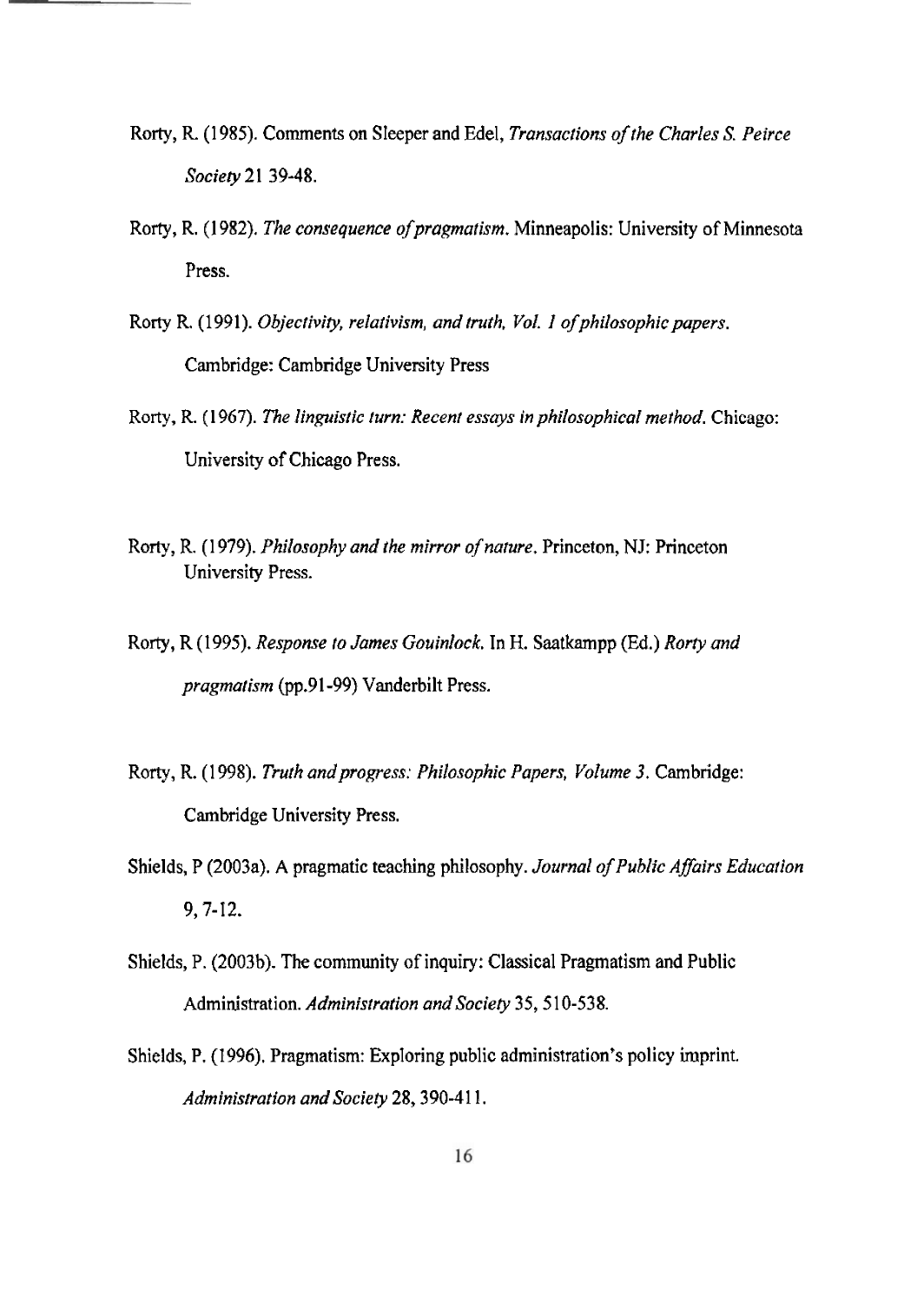Rorty, R. (1985). Comments on Sleeper and Edel, *Transactions of the Charles S. Peirce Society* 21 39-48.

Rorty, R. (1982). *The consequence of pragmatism*. Minneapolis: University of Minnesota Press.

Rorty R. (1991). *Objectivity, relativism, and truth, Vol. 1 of philosophic papers*. Cambridge: Cambridge University Press

Rorty, R. (1967). *The linguistic turn: Recent essays in philosophical method*. Chicago: University of Chicago Press.

Rorty, R. (1979). *Philosophy and the mirror of nature*. Princeton, NJ: Princeton University Press.

Rorty, R (1995). *Response to James Gouinlock*. In H. Saatkampp (Ed.) *Rorty and pragmatism* (pp.91-99) Vanderbilt Press.

Rorty, R. (1998). *Truth and progress: Philosophic Papers, Volume 3*. Cambridge: Cambridge University Press.

Shields, P (2003a). A pragmatic teaching philosophy. *Journal of Public Affairs Education* 9, 7-12.

Shields, P. (2003b). The community of inquiry: Classical Pragmatism and Public Administration. *Administration and Society* 35, 510-538.

Shields, P. (1996). Pragmatism: Exploring public administration's policy imprint. *Administration and Society* 28, 390-411.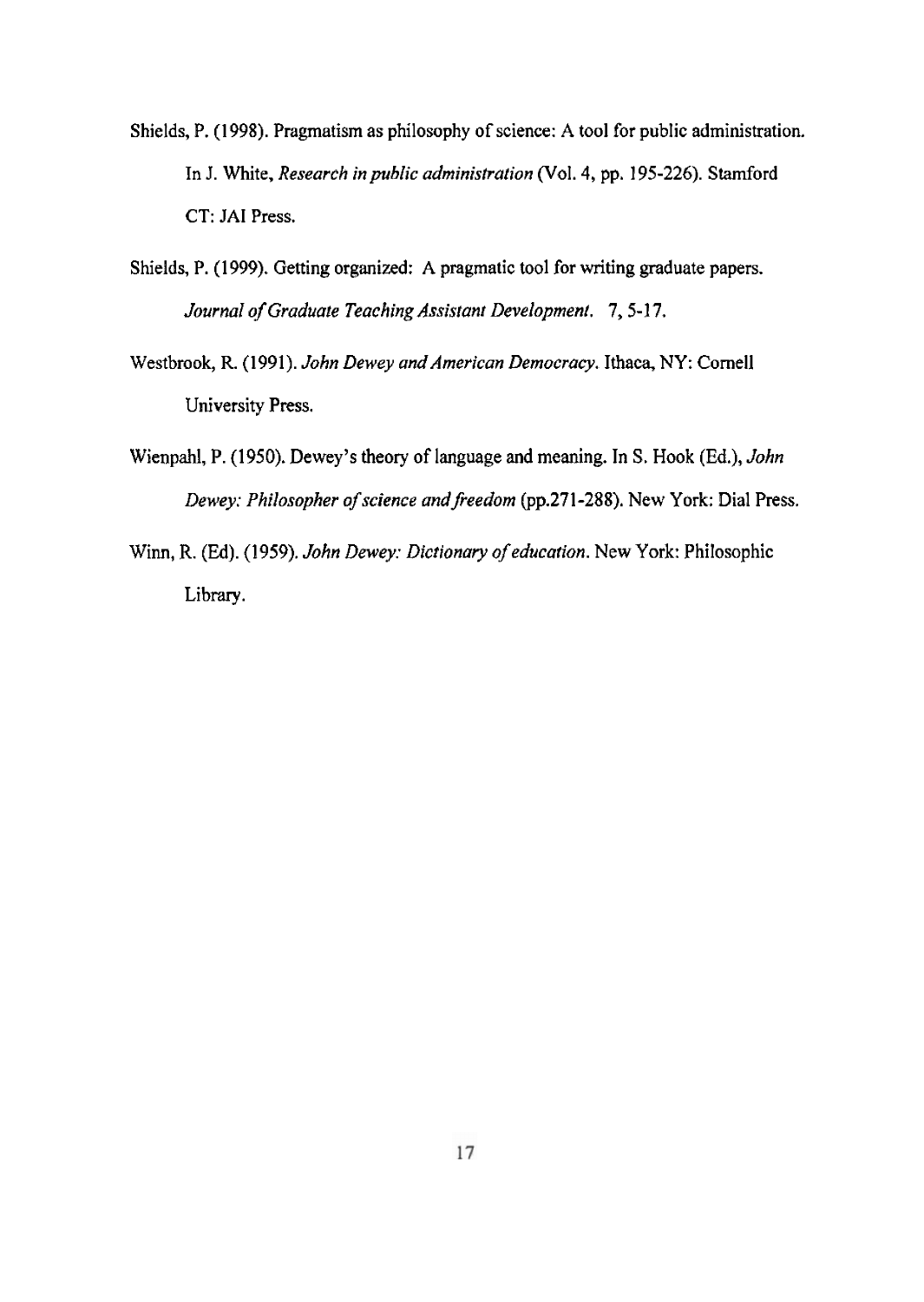Shields, P. (1998). Pragmatism as philosophy of science: A tool for public administration. In J. White, *Research in public administration* (Vol. 4, pp. 195-226). Stamford CT: JAI Press.

Shields, P. (1999). Getting organized: A pragmatic tool for writing graduate papers. *Journal of Graduate Teaching Assistant Development*. 7, 5-17.

Westbrook, R. (1991). *John Dewey and American Democracy*. Ithaca, NY: Cornell University Press.

Wienpahl, P. (1950). Dewey's theory of language and meaning. In S. Hook (Ed.), *John Dewey: Philosopher of science and freedom* (pp.271-288). New York: Dial Press.

Winn, R. (Ed). (1959). *John Dewey: Dictionary of education*. New York: Philosophic Library.